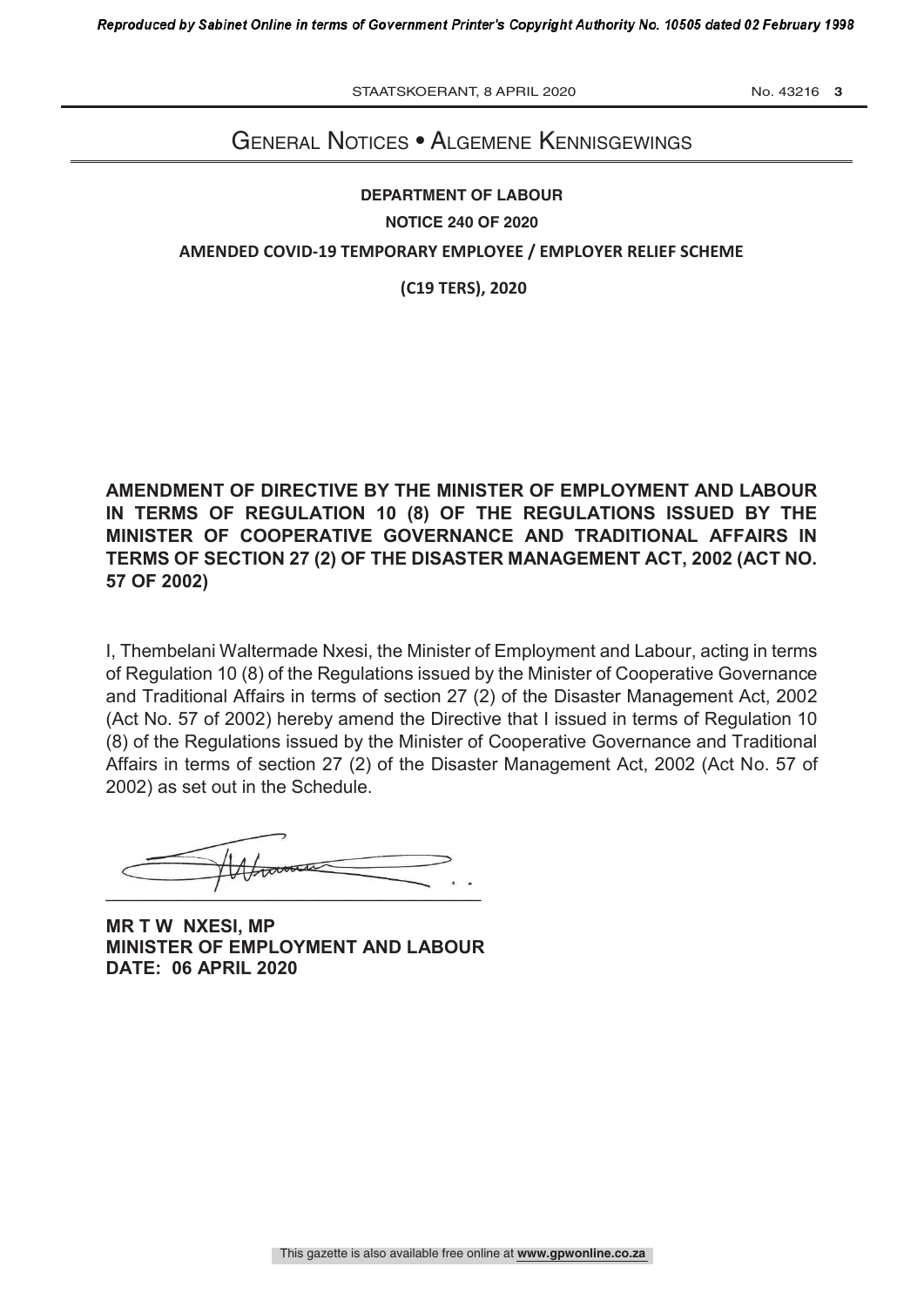# General Notices • Algemene Kennisgewings

## DEPARTMENT OF LABOUR

**NOTICE 240 OF 2020**

**AMENDED COVID-19 TEMPORARY EMPLOYEE / EMPLOYER RELIEF SCHEME**

**(C19 TERS), 2020**

**AMENDMENT OF DIRECTIVE BY THE MINISTER OF EMPLOYMENT AND LABOUR IN TERMS OF REGULATION 10 (8) OF THE REGULATIONS ISSUED BY THE MINISTER OF COOPERATIVE GOVERNANCE AND TRADITIONAL AFFAIRS IN TERMS OF SECTION 27 (2) OF THE DISASTER MANAGEMENT ACT, 2002 (ACT NO. 57 OF 2002)**

I, Thembelani Waltermade Nxesi, the Minister of Employment and Labour, acting in terms of Regulation 10 (8) of the Regulations issued by the Minister of Cooperative Governance and Traditional Affairs in terms of section 27 (2) of the Disaster Management Act, 2002 (Act No. 57 of 2002) hereby amend the Directive that I issued in terms of Regulation 10 (8) of the Regulations issued by the Minister of Cooperative Governance and Traditional Affairs in terms of section 27 (2) of the Disaster Management Act, 2002 (Act No. 57 of 2002) as set out in the Schedule.

**MR T W NXESI, MP**
**MINISTER OF EMPLOYMENT AND LABOUR**
**DATE: 06 APRIL 2020**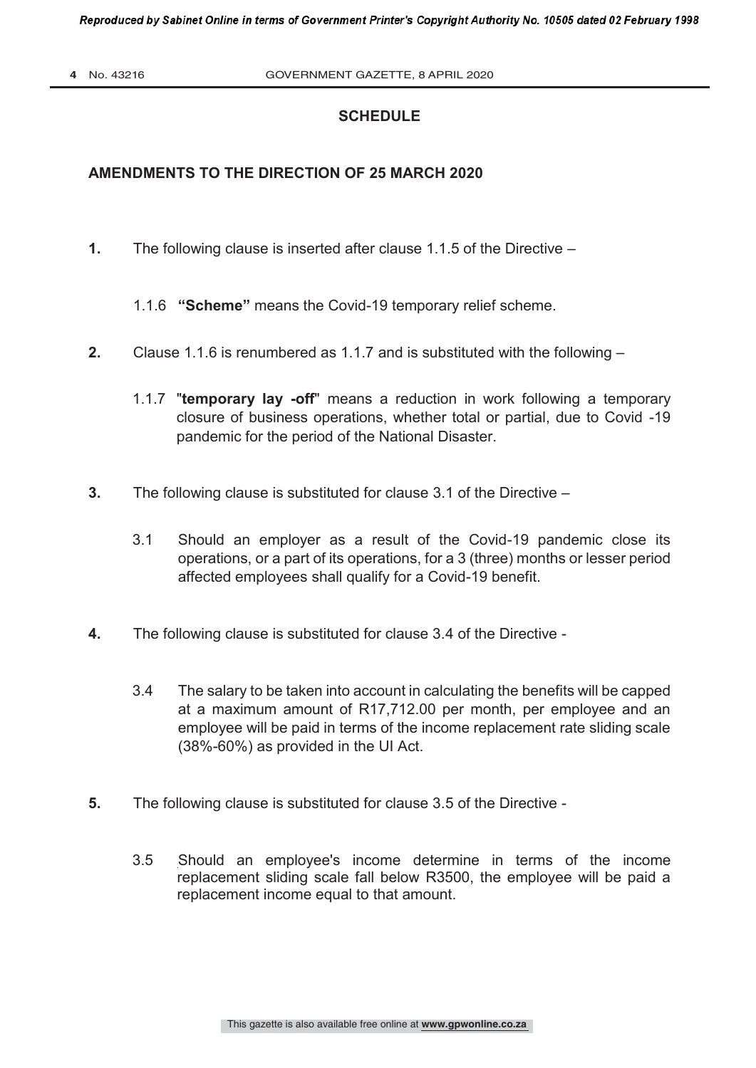## SCHEDULE

### AMENDMENTS TO THE DIRECTION OF 25 MARCH 2020

**1.** The following clause is inserted after clause 1.1.5 of the Directive –

1.1.6 **"Scheme"** means the Covid-19 temporary relief scheme.

**2.** Clause 1.1.6 is renumbered as 1.1.7 and is substituted with the following –

1.1.7 "**temporary lay -off**" means a reduction in work following a temporary closure of business operations, whether total or partial, due to Covid -19 pandemic for the period of the National Disaster.

**3.** The following clause is substituted for clause 3.1 of the Directive –

3.1 Should an employer as a result of the Covid-19 pandemic close its operations, or a part of its operations, for a 3 (three) months or lesser period affected employees shall qualify for a Covid-19 benefit.

**4.** The following clause is substituted for clause 3.4 of the Directive -

3.4 The salary to be taken into account in calculating the benefits will be capped at a maximum amount of R17,712.00 per month, per employee and an employee will be paid in terms of the income replacement rate sliding scale (38%-60%) as provided in the UI Act.

**5.** The following clause is substituted for clause 3.5 of the Directive -

3.5 Should an employee's income determine in terms of the income replacement sliding scale fall below R3500, the employee will be paid a replacement income equal to that amount.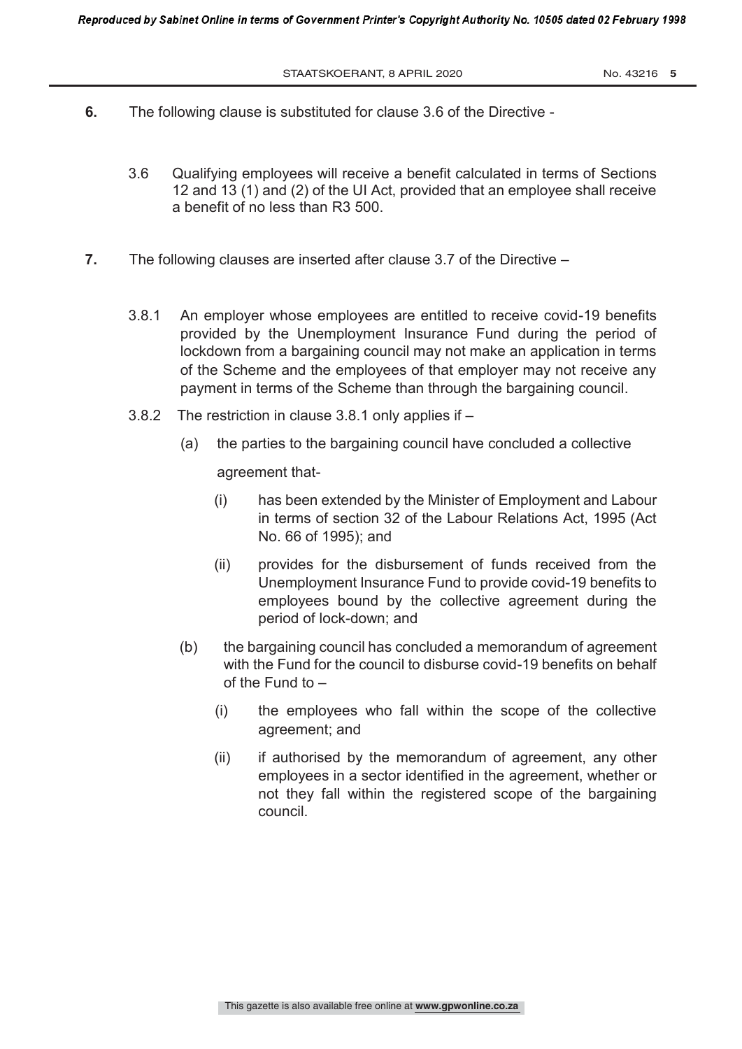**6.** The following clause is substituted for clause 3.6 of the Directive -

3.6 Qualifying employees will receive a benefit calculated in terms of Sections 12 and 13 (1) and (2) of the UI Act, provided that an employee shall receive a benefit of no less than R3 500.

**7.** The following clauses are inserted after clause 3.7 of the Directive –

3.8.1 An employer whose employees are entitled to receive covid-19 benefits provided by the Unemployment Insurance Fund during the period of lockdown from a bargaining council may not make an application in terms of the Scheme and the employees of that employer may not receive any payment in terms of the Scheme than through the bargaining council.

3.8.2 The restriction in clause 3.8.1 only applies if –

(a) the parties to the bargaining council have concluded a collective agreement that-

(i) has been extended by the Minister of Employment and Labour in terms of section 32 of the Labour Relations Act, 1995 (Act No. 66 of 1995); and

(ii) provides for the disbursement of funds received from the Unemployment Insurance Fund to provide covid-19 benefits to employees bound by the collective agreement during the period of lock-down; and

(b) the bargaining council has concluded a memorandum of agreement with the Fund for the council to disburse covid-19 benefits on behalf of the Fund to –

(i) the employees who fall within the scope of the collective agreement; and

(ii) if authorised by the memorandum of agreement, any other employees in a sector identified in the agreement, whether or not they fall within the registered scope of the bargaining council.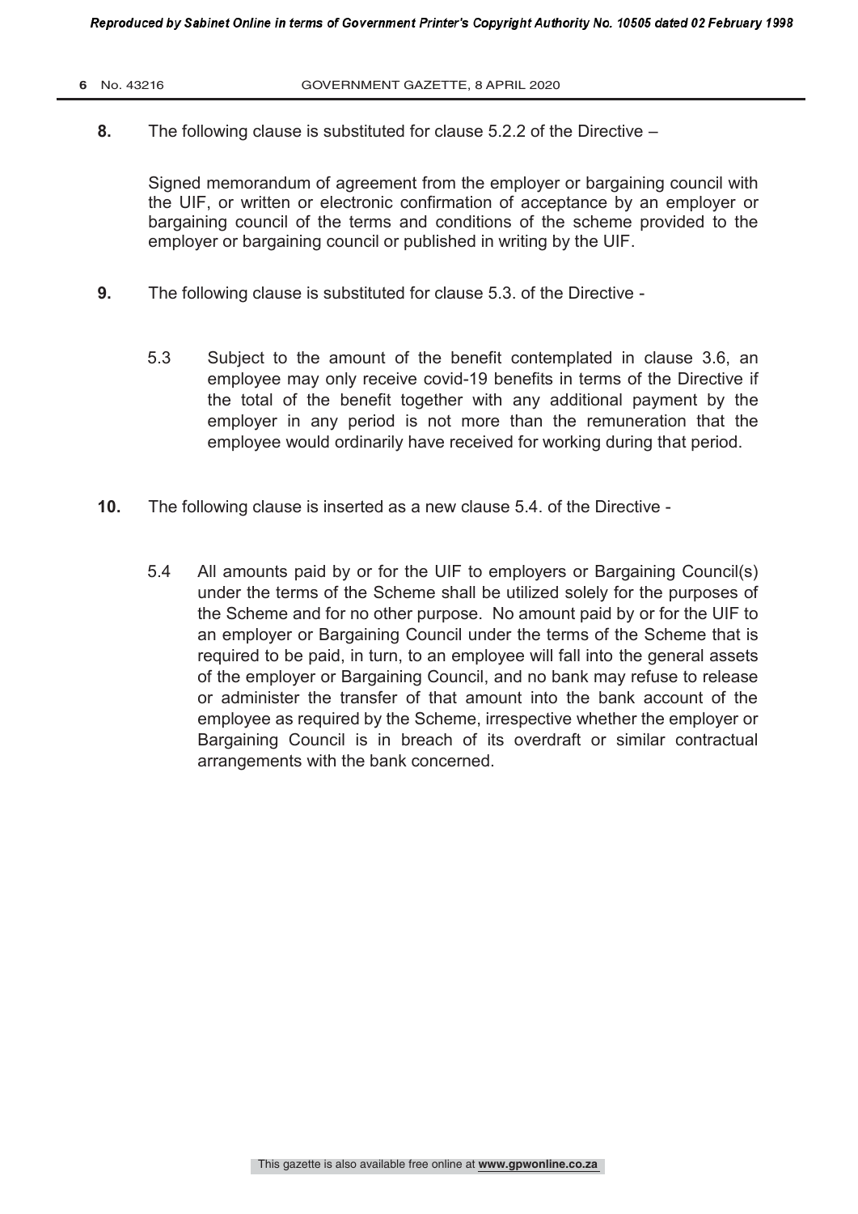**8.** The following clause is substituted for clause 5.2.2 of the Directive –

Signed memorandum of agreement from the employer or bargaining council with the UIF, or written or electronic confirmation of acceptance by an employer or bargaining council of the terms and conditions of the scheme provided to the employer or bargaining council or published in writing by the UIF.

**9.** The following clause is substituted for clause 5.3. of the Directive -

5.3 Subject to the amount of the benefit contemplated in clause 3.6, an employee may only receive covid-19 benefits in terms of the Directive if the total of the benefit together with any additional payment by the employer in any period is not more than the remuneration that the employee would ordinarily have received for working during that period.

**10.** The following clause is inserted as a new clause 5.4. of the Directive -

5.4 All amounts paid by or for the UIF to employers or Bargaining Council(s) under the terms of the Scheme shall be utilized solely for the purposes of the Scheme and for no other purpose. No amount paid by or for the UIF to an employer or Bargaining Council under the terms of the Scheme that is required to be paid, in turn, to an employee will fall into the general assets of the employer or Bargaining Council, and no bank may refuse to release or administer the transfer of that amount into the bank account of the employee as required by the Scheme, irrespective whether the employer or Bargaining Council is in breach of its overdraft or similar contractual arrangements with the bank concerned.